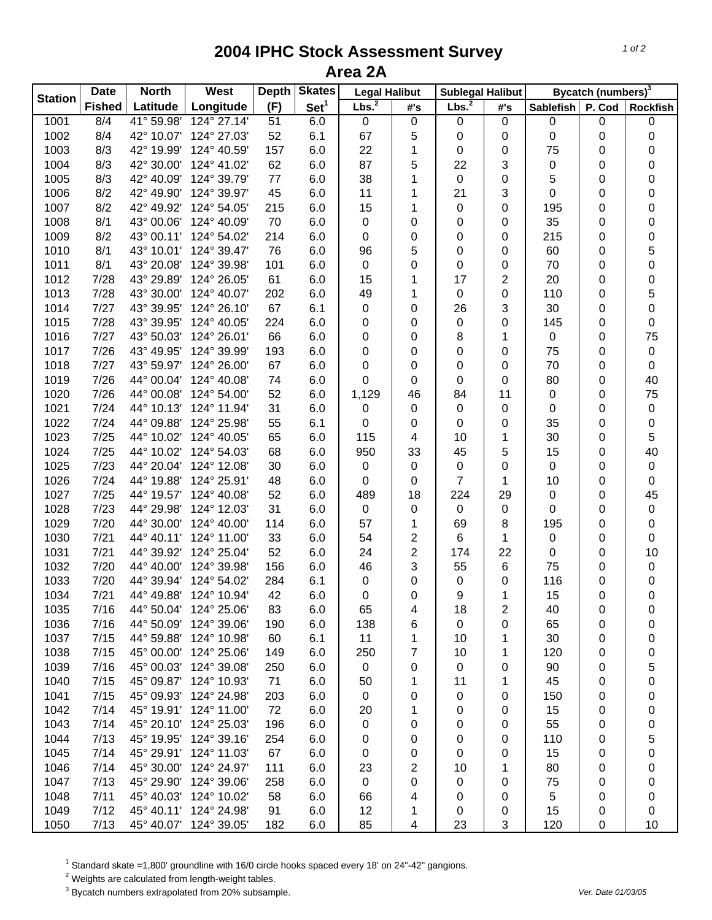# 2004 IPHC Stock Assessment Survey

## Area 2A

| Station | Date Fished | North Latitude | West Longitude | Depth (F) | Skates Set[1] | Legal Halibut | | Sublegal Halibut | | Bycatch (numbers)[3] | | |
|---|---|---|---|---|---|---|---|---|---|---|---|---|
| | | | | | | Lbs.[2] | #'s | Lbs.[2] | #'s | Sablefish | P. Cod | Rockfish |
| 1001 | 8/4 | 41° 59.98' | 124° 27.14' | 51 | 6.0 | 0 | 0 | 0 | 0 | 0 | 0 | 0 |
| 1002 | 8/4 | 42° 10.07' | 124° 27.03' | 52 | 6.1 | 67 | 5 | 0 | 0 | 0 | 0 | 0 |
| 1003 | 8/3 | 42° 19.99' | 124° 40.59' | 157 | 6.0 | 22 | 1 | 0 | 0 | 75 | 0 | 0 |
| 1004 | 8/3 | 42° 30.00' | 124° 41.02' | 62 | 6.0 | 87 | 5 | 22 | 3 | 0 | 0 | 0 |
| 1005 | 8/3 | 42° 40.09' | 124° 39.79' | 77 | 6.0 | 38 | 1 | 0 | 0 | 5 | 0 | 0 |
| 1006 | 8/2 | 42° 49.90' | 124° 39.97' | 45 | 6.0 | 11 | 1 | 21 | 3 | 0 | 0 | 0 |
| 1007 | 8/2 | 42° 49.92' | 124° 54.05' | 215 | 6.0 | 15 | 1 | 0 | 0 | 195 | 0 | 0 |
| 1008 | 8/1 | 43° 00.06' | 124° 40.09' | 70 | 6.0 | 0 | 0 | 0 | 0 | 35 | 0 | 0 |
| 1009 | 8/2 | 43° 00.11' | 124° 54.02' | 214 | 6.0 | 0 | 0 | 0 | 0 | 215 | 0 | 0 |
| 1010 | 8/1 | 43° 10.01' | 124° 39.47' | 76 | 6.0 | 96 | 5 | 0 | 0 | 60 | 0 | 5 |
| 1011 | 8/1 | 43° 20.08' | 124° 39.98' | 101 | 6.0 | 0 | 0 | 0 | 0 | 70 | 0 | 0 |
| 1012 | 7/28 | 43° 29.89' | 124° 26.05' | 61 | 6.0 | 15 | 1 | 17 | 2 | 20 | 0 | 0 |
| 1013 | 7/28 | 43° 30.00' | 124° 40.07' | 202 | 6.0 | 49 | 1 | 0 | 0 | 110 | 0 | 5 |
| 1014 | 7/27 | 43° 39.95' | 124° 26.10' | 67 | 6.1 | 0 | 0 | 26 | 3 | 30 | 0 | 0 |
| 1015 | 7/28 | 43° 39.95' | 124° 40.05' | 224 | 6.0 | 0 | 0 | 0 | 0 | 145 | 0 | 0 |
| 1016 | 7/27 | 43° 50.03' | 124° 26.01' | 66 | 6.0 | 0 | 0 | 8 | 1 | 0 | 0 | 75 |
| 1017 | 7/26 | 43° 49.95' | 124° 39.99' | 193 | 6.0 | 0 | 0 | 0 | 0 | 75 | 0 | 0 |
| 1018 | 7/27 | 43° 59.97' | 124° 26.00' | 67 | 6.0 | 0 | 0 | 0 | 0 | 70 | 0 | 0 |
| 1019 | 7/26 | 44° 00.04' | 124° 40.08' | 74 | 6.0 | 0 | 0 | 0 | 0 | 80 | 0 | 40 |
| 1020 | 7/26 | 44° 00.08' | 124° 54.00' | 52 | 6.0 | 1,129 | 46 | 84 | 11 | 0 | 0 | 75 |
| 1021 | 7/24 | 44° 10.13' | 124° 11.94' | 31 | 6.0 | 0 | 0 | 0 | 0 | 0 | 0 | 0 |
| 1022 | 7/24 | 44° 09.88' | 124° 25.98' | 55 | 6.1 | 0 | 0 | 0 | 0 | 35 | 0 | 0 |
| 1023 | 7/25 | 44° 10.02' | 124° 40.05' | 65 | 6.0 | 115 | 4 | 10 | 1 | 30 | 0 | 5 |
| 1024 | 7/25 | 44° 10.02' | 124° 54.03' | 68 | 6.0 | 950 | 33 | 45 | 5 | 15 | 0 | 40 |
| 1025 | 7/23 | 44° 20.04' | 124° 12.08' | 30 | 6.0 | 0 | 0 | 0 | 0 | 0 | 0 | 0 |
| 1026 | 7/24 | 44° 19.88' | 124° 25.91' | 48 | 6.0 | 0 | 0 | 7 | 1 | 10 | 0 | 0 |
| 1027 | 7/25 | 44° 19.57' | 124° 40.08' | 52 | 6.0 | 489 | 18 | 224 | 29 | 0 | 0 | 45 |
| 1028 | 7/23 | 44° 29.98' | 124° 12.03' | 31 | 6.0 | 0 | 0 | 0 | 0 | 0 | 0 | 0 |
| 1029 | 7/20 | 44° 30.00' | 124° 40.00' | 114 | 6.0 | 57 | 1 | 69 | 8 | 195 | 0 | 0 |
| 1030 | 7/21 | 44° 40.11' | 124° 11.00' | 33 | 6.0 | 54 | 2 | 6 | 1 | 0 | 0 | 0 |
| 1031 | 7/21 | 44° 39.92' | 124° 25.04' | 52 | 6.0 | 24 | 2 | 174 | 22 | 0 | 0 | 10 |
| 1032 | 7/20 | 44° 40.00' | 124° 39.98' | 156 | 6.0 | 46 | 3 | 55 | 6 | 75 | 0 | 0 |
| 1033 | 7/20 | 44° 39.94' | 124° 54.02' | 284 | 6.1 | 0 | 0 | 0 | 0 | 116 | 0 | 0 |
| 1034 | 7/21 | 44° 49.88' | 124° 10.94' | 42 | 6.0 | 0 | 0 | 9 | 1 | 15 | 0 | 0 |
| 1035 | 7/16 | 44° 50.04' | 124° 25.06' | 83 | 6.0 | 65 | 4 | 18 | 2 | 40 | 0 | 0 |
| 1036 | 7/16 | 44° 50.09' | 124° 39.06' | 190 | 6.0 | 138 | 6 | 0 | 0 | 65 | 0 | 0 |
| 1037 | 7/15 | 44° 59.88' | 124° 10.98' | 60 | 6.1 | 11 | 1 | 10 | 1 | 30 | 0 | 0 |
| 1038 | 7/15 | 45° 00.00' | 124° 25.06' | 149 | 6.0 | 250 | 7 | 10 | 1 | 120 | 0 | 0 |
| 1039 | 7/16 | 45° 00.03' | 124° 39.08' | 250 | 6.0 | 0 | 0 | 0 | 0 | 90 | 0 | 5 |
| 1040 | 7/15 | 45° 09.87' | 124° 10.93' | 71 | 6.0 | 50 | 1 | 11 | 1 | 45 | 0 | 0 |
| 1041 | 7/15 | 45° 09.93' | 124° 24.98' | 203 | 6.0 | 0 | 0 | 0 | 0 | 150 | 0 | 0 |
| 1042 | 7/14 | 45° 19.91' | 124° 11.00' | 72 | 6.0 | 20 | 1 | 0 | 0 | 15 | 0 | 0 |
| 1043 | 7/14 | 45° 20.10' | 124° 25.03' | 196 | 6.0 | 0 | 0 | 0 | 0 | 55 | 0 | 0 |
| 1044 | 7/13 | 45° 19.95' | 124° 39.16' | 254 | 6.0 | 0 | 0 | 0 | 0 | 110 | 0 | 5 |
| 1045 | 7/14 | 45° 29.91' | 124° 11.03' | 67 | 6.0 | 0 | 0 | 0 | 0 | 15 | 0 | 0 |
| 1046 | 7/14 | 45° 30.00' | 124° 24.97' | 111 | 6.0 | 23 | 2 | 10 | 1 | 80 | 0 | 0 |
| 1047 | 7/13 | 45° 29.90' | 124° 39.06' | 258 | 6.0 | 0 | 0 | 0 | 0 | 75 | 0 | 0 |
| 1048 | 7/11 | 45° 40.03' | 124° 10.02' | 58 | 6.0 | 66 | 4 | 0 | 0 | 5 | 0 | 0 |
| 1049 | 7/12 | 45° 40.11' | 124° 24.98' | 91 | 6.0 | 12 | 1 | 0 | 0 | 15 | 0 | 0 |
| 1050 | 7/13 | 45° 40.07' | 124° 39.05' | 182 | 6.0 | 85 | 4 | 23 | 3 | 120 | 0 | 10 |

[1] Standard skate =1,800' groundline with 16/0 circle hooks spaced every 18' on 24"-42" gangions.
[2] Weights are calculated from length-weight tables.
[3] Bycatch numbers extrapolated from 20% subsample.

Ver. Date 01/03/05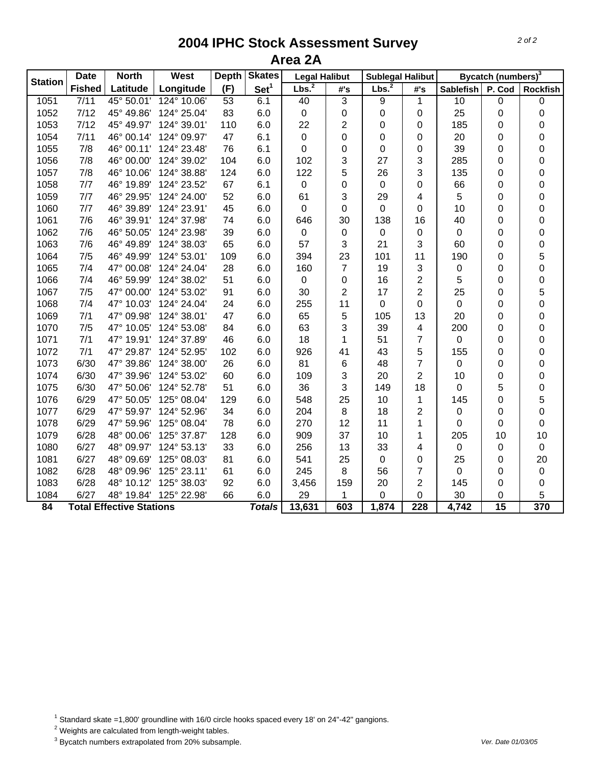# 2004 IPHC Stock Assessment Survey
## Area 2A

| Station | Date | North | West | Depth | Skates | Legal Halibut | | Sublegal Halibut | | Bycatch (numbers)[3] | | |
|---|---|---|---|---|---|---|---|---|---|---|---|---|
| | Fished | Latitude | Longitude | (F) | Set[1] | Lbs.[2] | #'s | Lbs.[2] | #'s | Sablefish | P. Cod | Rockfish |
| 1051 | 7/11 | 45° 50.01' | 124° 10.06' | 53 | 6.1 | 40 | 3 | 9 | 1 | 10 | 0 | 0 |
| 1052 | 7/12 | 45° 49.86' | 124° 25.04' | 83 | 6.0 | 0 | 0 | 0 | 0 | 25 | 0 | 0 |
| 1053 | 7/12 | 45° 49.97' | 124° 39.01' | 110 | 6.0 | 22 | 2 | 0 | 0 | 185 | 0 | 0 |
| 1054 | 7/11 | 46° 00.14' | 124° 09.97' | 47 | 6.1 | 0 | 0 | 0 | 0 | 20 | 0 | 0 |
| 1055 | 7/8 | 46° 00.11' | 124° 23.48' | 76 | 6.1 | 0 | 0 | 0 | 0 | 39 | 0 | 0 |
| 1056 | 7/8 | 46° 00.00' | 124° 39.02' | 104 | 6.0 | 102 | 3 | 27 | 3 | 285 | 0 | 0 |
| 1057 | 7/8 | 46° 10.06' | 124° 38.88' | 124 | 6.0 | 122 | 5 | 26 | 3 | 135 | 0 | 0 |
| 1058 | 7/7 | 46° 19.89' | 124° 23.52' | 67 | 6.1 | 0 | 0 | 0 | 0 | 66 | 0 | 0 |
| 1059 | 7/7 | 46° 29.95' | 124° 24.00' | 52 | 6.0 | 61 | 3 | 29 | 4 | 5 | 0 | 0 |
| 1060 | 7/7 | 46° 39.89' | 124° 23.91' | 45 | 6.0 | 0 | 0 | 0 | 0 | 10 | 0 | 0 |
| 1061 | 7/6 | 46° 39.91' | 124° 37.98' | 74 | 6.0 | 646 | 30 | 138 | 16 | 40 | 0 | 0 |
| 1062 | 7/6 | 46° 50.05' | 124° 23.98' | 39 | 6.0 | 0 | 0 | 0 | 0 | 0 | 0 | 0 |
| 1063 | 7/6 | 46° 49.89' | 124° 38.03' | 65 | 6.0 | 57 | 3 | 21 | 3 | 60 | 0 | 0 |
| 1064 | 7/5 | 46° 49.99' | 124° 53.01' | 109 | 6.0 | 394 | 23 | 101 | 11 | 190 | 0 | 5 |
| 1065 | 7/4 | 47° 00.08' | 124° 24.04' | 28 | 6.0 | 160 | 7 | 19 | 3 | 0 | 0 | 0 |
| 1066 | 7/4 | 46° 59.99' | 124° 38.02' | 51 | 6.0 | 0 | 0 | 16 | 2 | 5 | 0 | 0 |
| 1067 | 7/5 | 47° 00.00' | 124° 53.02' | 91 | 6.0 | 30 | 2 | 17 | 2 | 25 | 0 | 5 |
| 1068 | 7/4 | 47° 10.03' | 124° 24.04' | 24 | 6.0 | 255 | 11 | 0 | 0 | 0 | 0 | 0 |
| 1069 | 7/1 | 47° 09.98' | 124° 38.01' | 47 | 6.0 | 65 | 5 | 105 | 13 | 20 | 0 | 0 |
| 1070 | 7/5 | 47° 10.05' | 124° 53.08' | 84 | 6.0 | 63 | 3 | 39 | 4 | 200 | 0 | 0 |
| 1071 | 7/1 | 47° 19.91' | 124° 37.89' | 46 | 6.0 | 18 | 1 | 51 | 7 | 0 | 0 | 0 |
| 1072 | 7/1 | 47° 29.87' | 124° 52.95' | 102 | 6.0 | 926 | 41 | 43 | 5 | 155 | 0 | 0 |
| 1073 | 6/30 | 47° 39.86' | 124° 38.00' | 26 | 6.0 | 81 | 6 | 48 | 7 | 0 | 0 | 0 |
| 1074 | 6/30 | 47° 39.96' | 124° 53.02' | 60 | 6.0 | 109 | 3 | 20 | 2 | 10 | 0 | 0 |
| 1075 | 6/30 | 47° 50.06' | 124° 52.78' | 51 | 6.0 | 36 | 3 | 149 | 18 | 0 | 5 | 0 |
| 1076 | 6/29 | 47° 50.05' | 125° 08.04' | 129 | 6.0 | 548 | 25 | 10 | 1 | 145 | 0 | 5 |
| 1077 | 6/29 | 47° 59.97' | 124° 52.96' | 34 | 6.0 | 204 | 8 | 18 | 2 | 0 | 0 | 0 |
| 1078 | 6/29 | 47° 59.96' | 125° 08.04' | 78 | 6.0 | 270 | 12 | 11 | 1 | 0 | 0 | 0 |
| 1079 | 6/28 | 48° 00.06' | 125° 37.87' | 128 | 6.0 | 909 | 37 | 10 | 1 | 205 | 10 | 10 |
| 1080 | 6/27 | 48° 09.97' | 124° 53.13' | 33 | 6.0 | 256 | 13 | 33 | 4 | 0 | 0 | 0 |
| 1081 | 6/27 | 48° 09.69' | 125° 08.03' | 81 | 6.0 | 541 | 25 | 0 | 0 | 25 | 0 | 20 |
| 1082 | 6/28 | 48° 09.96' | 125° 23.11' | 61 | 6.0 | 245 | 8 | 56 | 7 | 0 | 0 | 0 |
| 1083 | 6/28 | 48° 10.12' | 125° 38.03' | 92 | 6.0 | 3,456 | 159 | 20 | 2 | 145 | 0 | 0 |
| 1084 | 6/27 | 48° 19.84' | 125° 22.98' | 66 | 6.0 | 29 | 1 | 0 | 0 | 30 | 0 | 5 |
| **84** | **Total Effective Stations** | | | | ***Totals*** | **13,631** | **603** | **1,874** | **228** | **4,742** | **15** | **370** |

[1] Standard skate =1,800' groundline with 16/0 circle hooks spaced every 18' on 24"-42" gangions.
[2] Weights are calculated from length-weight tables.
[3] Bycatch numbers extrapolated from 20% subsample.

*Ver. Date 01/03/05*